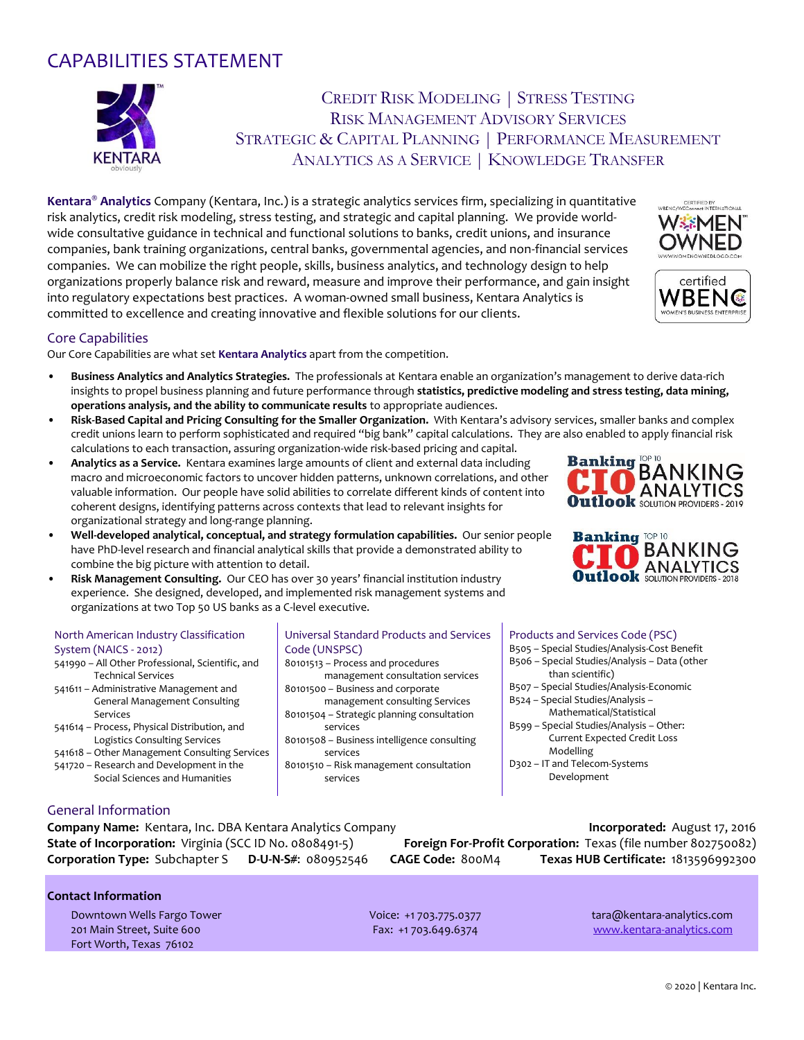# CAPABILITIES STATEMENT

KENTARA
obviously

CREDIT RISK MODELING | STRESS TESTING
RISK MANAGEMENT ADVISORY SERVICES
STRATEGIC & CAPITAL PLANNING | PERFORMANCE MEASUREMENT
ANALYTICS AS A SERVICE | KNOWLEDGE TRANSFER

**Kentara® Analytics** Company (Kentara, Inc.) is a strategic analytics services firm, specializing in quantitative risk analytics, credit risk modeling, stress testing, and strategic and capital planning. We provide world-wide consultative guidance in technical and functional solutions to banks, credit unions, and insurance companies, bank training organizations, central banks, governmental agencies, and non-financial services companies. We can mobilize the right people, skills, business analytics, and technology design to help organizations properly balance risk and reward, measure and improve their performance, and gain insight into regulatory expectations best practices. A woman-owned small business, Kentara Analytics is committed to excellence and creating innovative and flexible solutions for our clients.

CERTIFIED BY WBENC/WEConnect INTERNATIONAL — WOMEN OWNED — WWW.WOMENOWNEDLOGO.COM

certified WBENC — WOMEN'S BUSINESS ENTERPRISE

## Core Capabilities

Our Core Capabilities are what set **Kentara Analytics** apart from the competition.

- **Business Analytics and Analytics Strategies.** The professionals at Kentara enable an organization's management to derive data-rich insights to propel business planning and future performance through **statistics, predictive modeling and stress testing, data mining, operations analysis, and the ability to communicate results** to appropriate audiences.
- **Risk-Based Capital and Pricing Consulting for the Smaller Organization.** With Kentara's advisory services, smaller banks and complex credit unions learn to perform sophisticated and required "big bank" capital calculations. They are also enabled to apply financial risk calculations to each transaction, assuring organization-wide risk-based pricing and capital.
- **Analytics as a Service.** Kentara examines large amounts of client and external data including macro and microeconomic factors to uncover hidden patterns, unknown correlations, and other valuable information. Our people have solid abilities to correlate different kinds of content into coherent designs, identifying patterns across contexts that lead to relevant insights for organizational strategy and long-range planning.
- **Well-developed analytical, conceptual, and strategy formulation capabilities.** Our senior people have PhD-level research and financial analytical skills that provide a demonstrated ability to combine the big picture with attention to detail.
- **Risk Management Consulting.** Our CEO has over 30 years' financial institution industry experience. She designed, developed, and implemented risk management systems and organizations at two Top 50 US banks as a C-level executive.

Banking CIO Outlook — TOP 10 BANKING ANALYTICS SOLUTION PROVIDERS - 2019

Banking CIO Outlook — TOP 10 BANKING ANALYTICS SOLUTION PROVIDERS - 2018

### North American Industry Classification System (NAICS - 2012)

- 541990 – All Other Professional, Scientific, and Technical Services
- 541611 – Administrative Management and General Management Consulting Services
- 541614 – Process, Physical Distribution, and Logistics Consulting Services
- 541618 – Other Management Consulting Services
- 541720 – Research and Development in the Social Sciences and Humanities

### Universal Standard Products and Services Code (UNSPSC)

- 80101513 – Process and procedures management consultation services
- 80101500 – Business and corporate management consulting Services
- 80101504 – Strategic planning consultation services
- 80101508 – Business intelligence consulting services
- 80101510 – Risk management consultation services

### Products and Services Code (PSC)

- B505 – Special Studies/Analysis-Cost Benefit
- B506 – Special Studies/Analysis – Data (other than scientific)
- B507 – Special Studies/Analysis-Economic
- B524 – Special Studies/Analysis – Mathematical/Statistical
- B599 – Special Studies/Analysis – Other: Current Expected Credit Loss Modelling
- D302 – IT and Telecom-Systems Development

## General Information

**Company Name:** Kentara, Inc. DBA Kentara Analytics Company
**Incorporated:** August 17, 2016
**State of Incorporation:** Virginia (SCC ID No. 0808491-5)
**Foreign For-Profit Corporation:** Texas (file number 802750082)
**Corporation Type:** Subchapter S
**D-U-N-S#:** 080952546
**CAGE Code:** 800M4
**Texas HUB Certificate:** 1813596992300

### Contact Information

Downtown Wells Fargo Tower
201 Main Street, Suite 600
Fort Worth, Texas 76102

Voice: +1 703.775.0377
Fax: +1 703.649.6374

tara@kentara-analytics.com
www.kentara-analytics.com

© 2020 | Kentara Inc.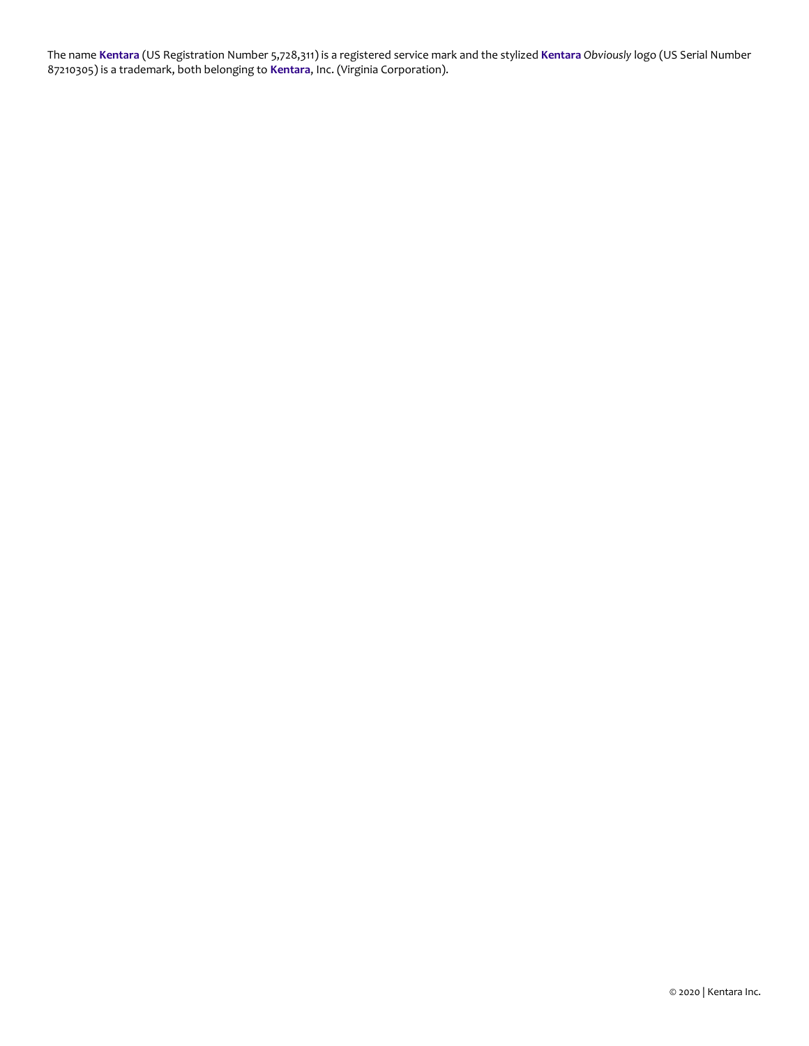The name **Kentara** (US Registration Number 5,728,311) is a registered service mark and the stylized **Kentara** *Obviously* logo (US Serial Number 87210305) is a trademark, both belonging to **Kentara**, Inc. (Virginia Corporation).

© 2020 | Kentara Inc.